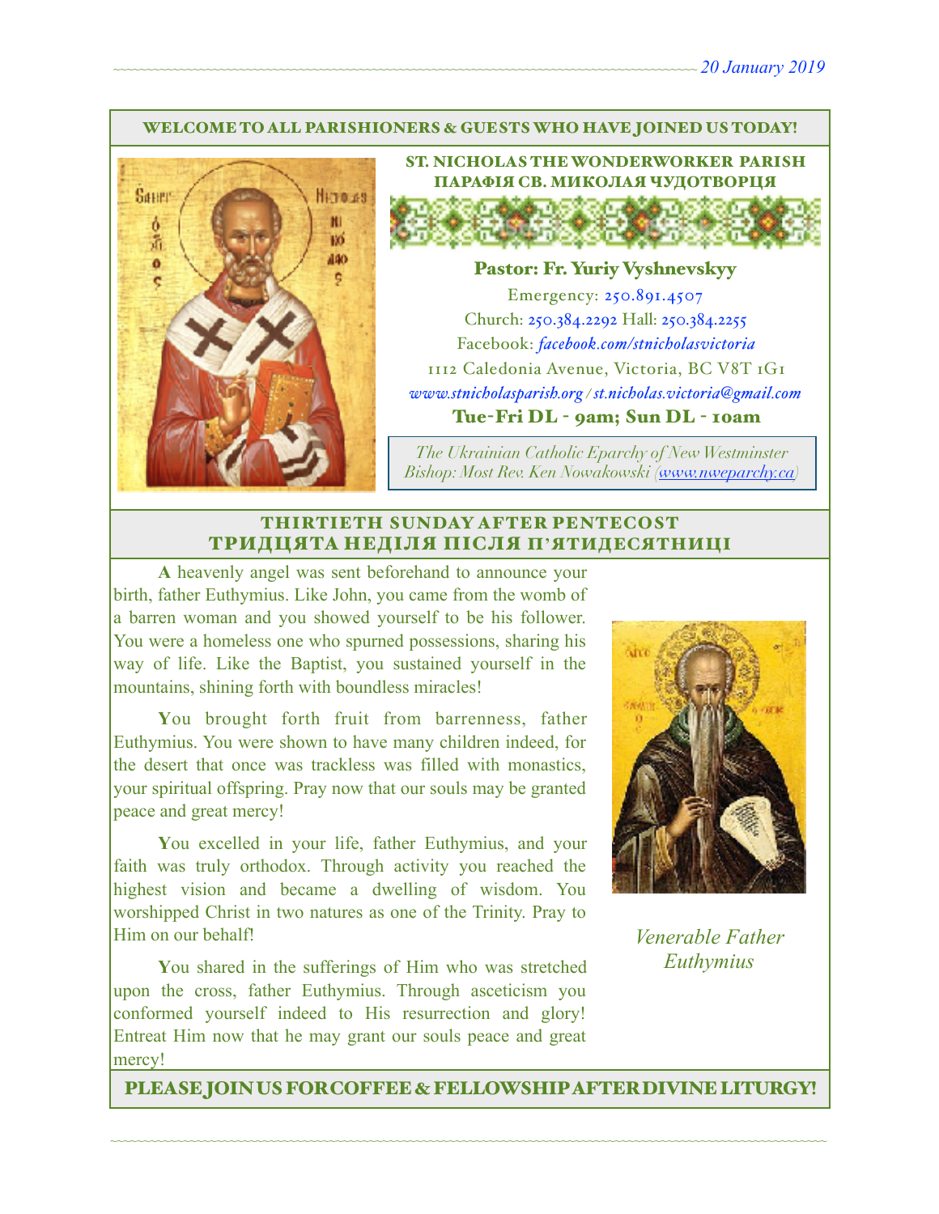20 January 2019

**WELCOME TO ALL PARISHIONERS & GUESTS WHO HAVE JOINED US TODAY!**

## ST. NICHOLAS THE WONDERWORKER PARISH
## ПАРАФІЯ СВ. МИКОЛАЯ ЧУДОТВОРЦЯ

**Pastor: Fr. Yuriy Vyshnevskyy**

Emergency: 250.891.4507
Church: 250.384.2292 Hall: 250.384.2255
Facebook: *facebook.com/stnicholasvictoria*
1112 Caledonia Avenue, Victoria, BC V8T 1G1
*www.stnicholasparish.org / st.nicholas.victoria@gmail.com*

**Tue-Fri DL - 9am; Sun DL - 10am**

*The Ukrainian Catholic Eparchy of New Westminster*
*Bishop: Most Rev. Ken Nowakowski (www.nweparchy.ca)*

## THIRTIETH SUNDAY AFTER PENTECOST
## ТРИДЦЯТА НЕДІЛЯ ПІСЛЯ П'ЯТИДЕСЯТНИЦІ

**A** heavenly angel was sent beforehand to announce your birth, father Euthymius. Like John, you came from the womb of a barren woman and you showed yourself to be his follower. You were a homeless one who spurned possessions, sharing his way of life. Like the Baptist, you sustained yourself in the mountains, shining forth with boundless miracles!

**Y**ou brought forth fruit from barrenness, father Euthymius. You were shown to have many children indeed, for the desert that once was trackless was filled with monastics, your spiritual offspring. Pray now that our souls may be granted peace and great mercy!

**Y**ou excelled in your life, father Euthymius, and your faith was truly orthodox. Through activity you reached the highest vision and became a dwelling of wisdom. You worshipped Christ in two natures as one of the Trinity. Pray to Him on our behalf!

**Y**ou shared in the sufferings of Him who was stretched upon the cross, father Euthymius. Through asceticism you conformed yourself indeed to His resurrection and glory! Entreat Him now that he may grant our souls peace and great mercy!

*Venerable Father Euthymius*

**PLEASE JOIN US FOR COFFEE & FELLOWSHIP AFTER DIVINE LITURGY!**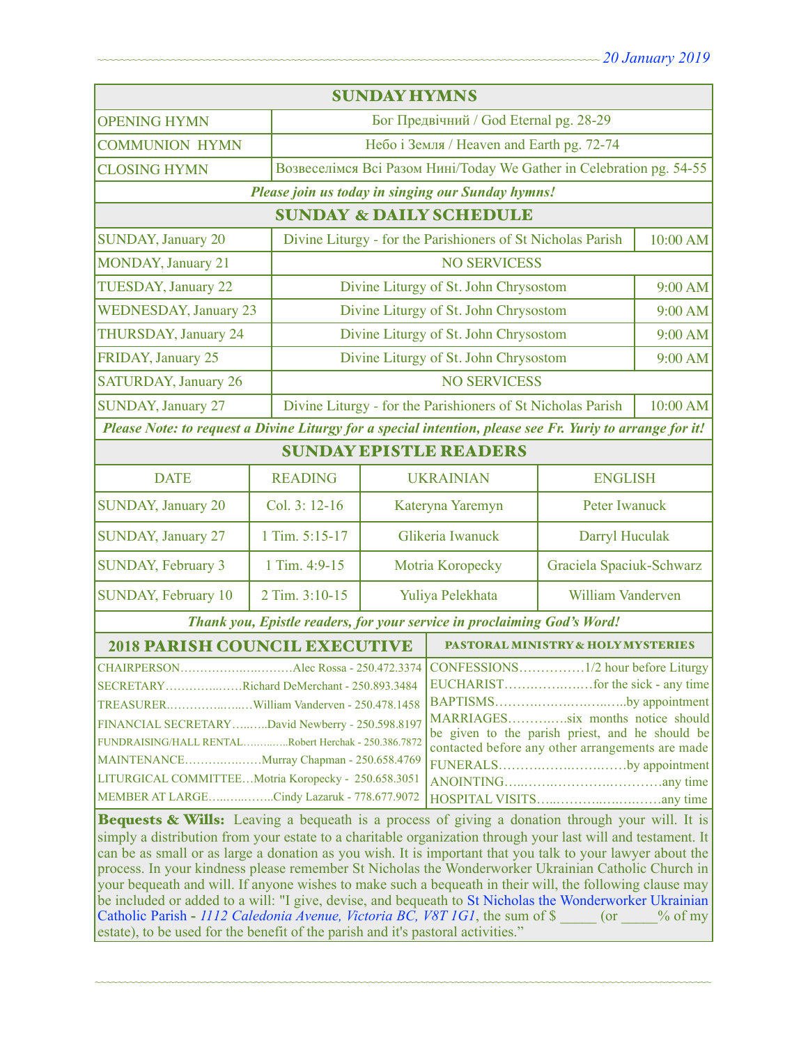*20 January 2019*

## SUNDAY HYMNS

| | |
|---|---|
| OPENING HYMN | Бог Предвічний / God Eternal pg. 28-29 |
| COMMUNION HYMN | Небо і Земля / Heaven and Earth pg. 72-74 |
| CLOSING HYMN | Возвеселімся Всі Разом Нині/Today We Gather in Celebration pg. 54-55 |

***Please join us today in singing our Sunday hymns!***

## SUNDAY & DAILY SCHEDULE

| | | |
|---|---|---|
| SUNDAY, January 20 | Divine Liturgy - for the Parishioners of St Nicholas Parish | 10:00 AM |
| MONDAY, January 21 | NO SERVICESS | |
| TUESDAY, January 22 | Divine Liturgy of St. John Chrysostom | 9:00 AM |
| WEDNESDAY, January 23 | Divine Liturgy of St. John Chrysostom | 9:00 AM |
| THURSDAY, January 24 | Divine Liturgy of St. John Chrysostom | 9:00 AM |
| FRIDAY, January 25 | Divine Liturgy of St. John Chrysostom | 9:00 AM |
| SATURDAY, January 26 | NO SERVICESS | |
| SUNDAY, January 27 | Divine Liturgy - for the Parishioners of St Nicholas Parish | 10:00 AM |

***Please Note: to request a Divine Liturgy for a special intention, please see Fr. Yuriy to arrange for it!***

## SUNDAY EPISTLE READERS

| DATE | READING | UKRAINIAN | ENGLISH |
|---|---|---|---|
| SUNDAY, January 20 | Col. 3: 12-16 | Kateryna Yaremyn | Peter Iwanuck |
| SUNDAY, January 27 | 1 Tim. 5:15-17 | Glikeria Iwanuck | Darryl Huculak |
| SUNDAY, February 3 | 1 Tim. 4:9-15 | Motria Koropecky | Graciela Spaciuk-Schwarz |
| SUNDAY, February 10 | 2 Tim. 3:10-15 | Yuliya Pelekhata | William Vanderven |

***Thank you, Epistle readers, for your service in proclaiming God's Word!***

## 2018 PARISH COUNCIL EXECUTIVE

- CHAIRPERSON……………………Alec Rossa - 250.472.3374
- SECRETARY……………Richard DeMerchant - 250.893.3484
- TREASURER……………William Vanderven - 250.478.1458
- FINANCIAL SECRETARY……..David Newberry - 250.598.8197
- FUNDRAISING/HALL RENTAL…………Robert Herchak - 250.386.7872
- MAINTENANCE………………Murray Chapman - 250.658.4769
- LITURGICAL COMMITTEE…Motria Koropecky - 250.658.3051
- MEMBER AT LARGE……………Cindy Lazaruk - 778.677.9072

## PASTORAL MINISTRY & HOLY MYSTERIES

- CONFESSIONS……………1/2 hour before Liturgy
- EUCHARIST………………for the sick - any time
- BAPTISMS…………………………by appointment
- MARRIAGES…………six months notice should be given to the parish priest, and he should be contacted before any other arrangements are made
- FUNERALS……………………………by appointment
- ANOINTING……………………………any time
- HOSPITAL VISITS……………………………any time

**Bequests & Wills:** Leaving a bequeath is a process of giving a donation through your will. It is simply a distribution from your estate to a charitable organization through your last will and testament. It can be as small or as large a donation as you wish. It is important that you talk to your lawyer about the process. In your kindness please remember St Nicholas the Wonderworker Ukrainian Catholic Church in your bequeath and will. If anyone wishes to make such a bequeath in their will, the following clause may be included or added to a will: "I give, devise, and bequeath to St Nicholas the Wonderworker Ukrainian Catholic Parish - *1112 Caledonia Avenue, Victoria BC, V8T 1G1*, the sum of $ _____ (or _____% of my estate), to be used for the benefit of the parish and it's pastoral activities."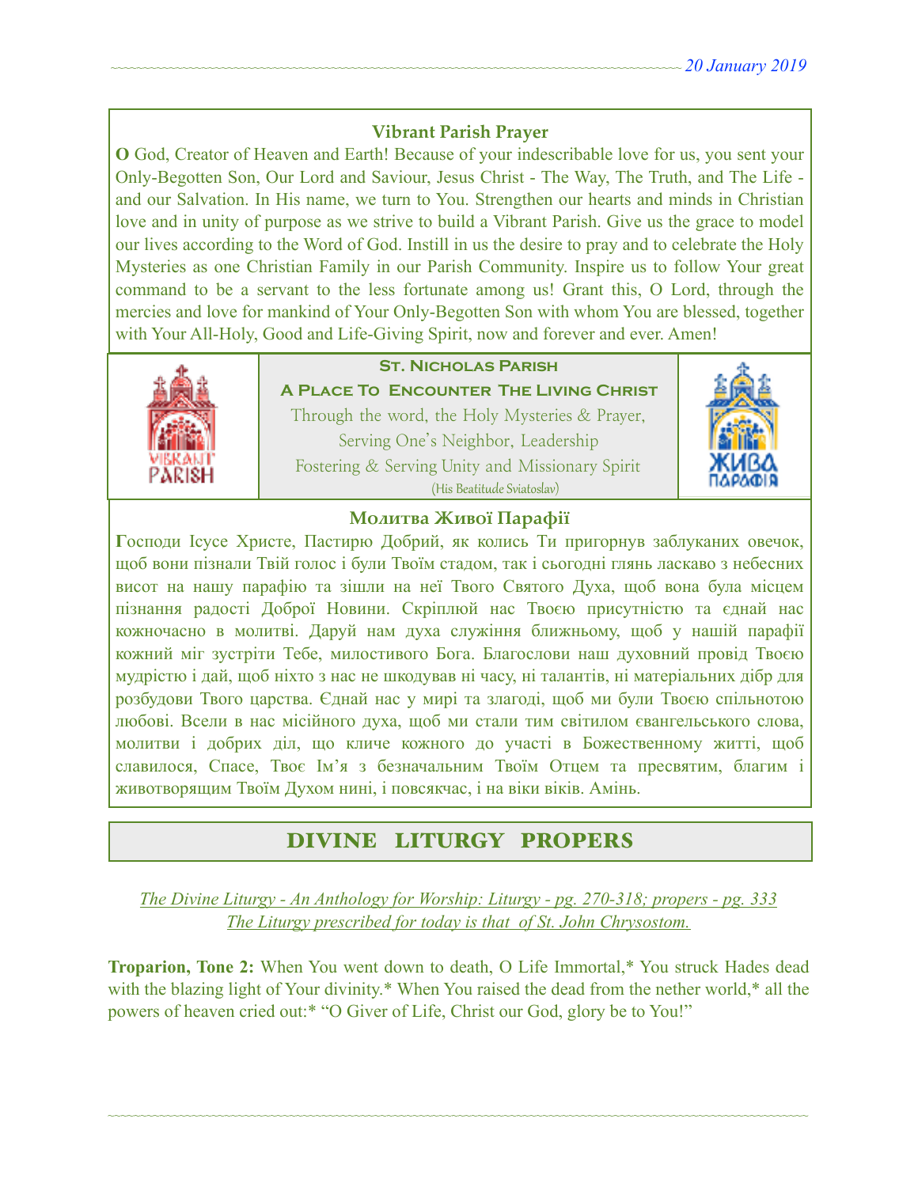### Vibrant Parish Prayer

**O** God, Creator of Heaven and Earth! Because of your indescribable love for us, you sent your Only-Begotten Son, Our Lord and Saviour, Jesus Christ - The Way, The Truth, and The Life - and our Salvation. In His name, we turn to You. Strengthen our hearts and minds in Christian love and in unity of purpose as we strive to build a Vibrant Parish. Give us the grace to model our lives according to the Word of God. Instill in us the desire to pray and to celebrate the Holy Mysteries as one Christian Family in our Parish Community. Inspire us to follow Your great command to be a servant to the less fortunate among us! Grant this, O Lord, through the mercies and love for mankind of Your Only-Begotten Son with whom You are blessed, together with Your All-Holy, Good and Life-Giving Spirit, now and forever and ever. Amen!

**St. Nicholas Parish**

**A Place To Encounter The Living Christ**

Through the word, the Holy Mysteries & Prayer,
Serving One's Neighbor, Leadership
Fostering & Serving Unity and Missionary Spirit
(His Beatitude Sviatoslav)

### Молитва Живої Парафії

**Г**осподи Ісусе Христе, Пастирю Добрий, як колись Ти пригорнув заблуканих овечок, щоб вони пізнали Твій голос і були Твоїм стадом, так і сьогодні глянь ласкаво з небесних висот на нашу парафію та зішли на неї Твого Святого Духа, щоб вона була місцем пізнання радості Доброї Новини. Скріплюй нас Твоєю присутністю та єднай нас кожночасно в молитві. Даруй нам духа служіння ближньому, щоб у нашій парафії кожний міг зустріти Тебе, милостивого Бога. Благослови наш духовний провід Твоєю мудрістю і дай, щоб ніхто з нас не шкодував ні часу, ні талантів, ні матеріальних дібр для розбудови Твого царства. Єднай нас у мирі та злагоді, щоб ми були Твоєю спільнотою любові. Всели в нас місійного духа, щоб ми стали тим світилом євангельського слова, молитви і добрих діл, що кличе кожного до участі в Божественному житті, щоб славилося, Спасе, Твоє Ім'я з безначальним Твоїм Отцем та пресвятим, благим і животворящим Твоїм Духом нині, і повсякчас, і на віки віків. Амінь.

## DIVINE LITURGY PROPERS

*The Divine Liturgy - An Anthology for Worship: Liturgy - pg. 270-318; propers - pg. 333*
*The Liturgy prescribed for today is that of St. John Chrysostom.*

**Troparion, Tone 2:** When You went down to death, O Life Immortal,* You struck Hades dead with the blazing light of Your divinity.* When You raised the dead from the nether world,* all the powers of heaven cried out:* "O Giver of Life, Christ our God, glory be to You!"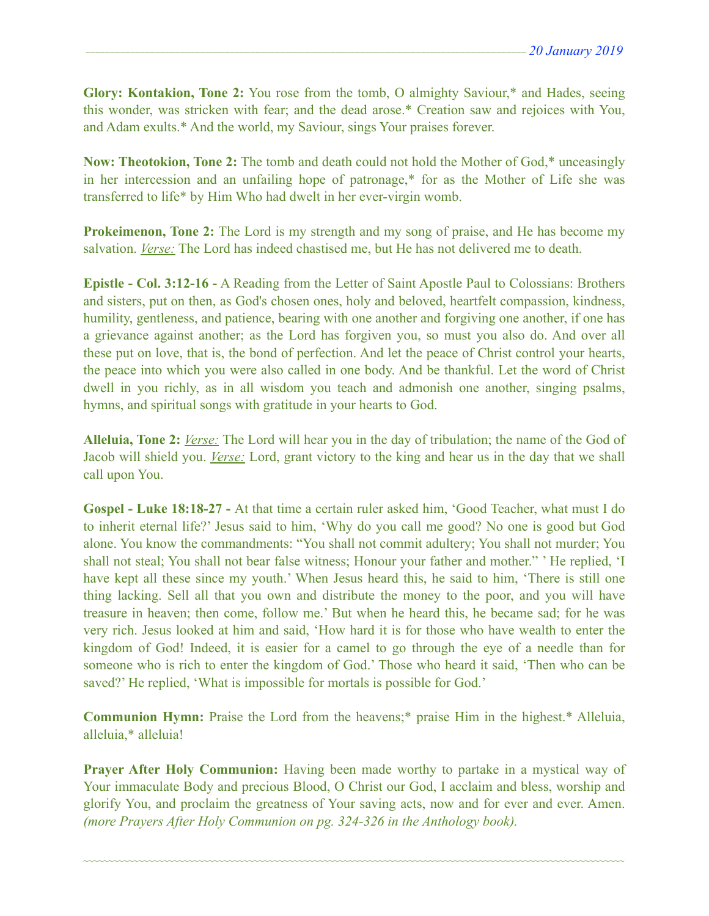**Glory: Kontakion, Tone 2:** You rose from the tomb, O almighty Saviour,* and Hades, seeing this wonder, was stricken with fear; and the dead arose.* Creation saw and rejoices with You, and Adam exults.* And the world, my Saviour, sings Your praises forever.

**Now: Theotokion, Tone 2:** The tomb and death could not hold the Mother of God,* unceasingly in her intercession and an unfailing hope of patronage,* for as the Mother of Life she was transferred to life* by Him Who had dwelt in her ever-virgin womb.

**Prokeimenon, Tone 2:** The Lord is my strength and my song of praise, and He has become my salvation. *Verse:* The Lord has indeed chastised me, but He has not delivered me to death.

**Epistle - Col. 3:12-16 -** A Reading from the Letter of Saint Apostle Paul to Colossians: Brothers and sisters, put on then, as God's chosen ones, holy and beloved, heartfelt compassion, kindness, humility, gentleness, and patience, bearing with one another and forgiving one another, if one has a grievance against another; as the Lord has forgiven you, so must you also do. And over all these put on love, that is, the bond of perfection. And let the peace of Christ control your hearts, the peace into which you were also called in one body. And be thankful. Let the word of Christ dwell in you richly, as in all wisdom you teach and admonish one another, singing psalms, hymns, and spiritual songs with gratitude in your hearts to God.

**Alleluia, Tone 2:** *Verse:* The Lord will hear you in the day of tribulation; the name of the God of Jacob will shield you. *Verse:* Lord, grant victory to the king and hear us in the day that we shall call upon You.

**Gospel - Luke 18:18-27 -** At that time a certain ruler asked him, 'Good Teacher, what must I do to inherit eternal life?' Jesus said to him, 'Why do you call me good? No one is good but God alone. You know the commandments: "You shall not commit adultery; You shall not murder; You shall not steal; You shall not bear false witness; Honour your father and mother." ' He replied, 'I have kept all these since my youth.' When Jesus heard this, he said to him, 'There is still one thing lacking. Sell all that you own and distribute the money to the poor, and you will have treasure in heaven; then come, follow me.' But when he heard this, he became sad; for he was very rich. Jesus looked at him and said, 'How hard it is for those who have wealth to enter the kingdom of God! Indeed, it is easier for a camel to go through the eye of a needle than for someone who is rich to enter the kingdom of God.' Those who heard it said, 'Then who can be saved?' He replied, 'What is impossible for mortals is possible for God.'

**Communion Hymn:** Praise the Lord from the heavens;* praise Him in the highest.* Alleluia, alleluia,* alleluia!

**Prayer After Holy Communion:** Having been made worthy to partake in a mystical way of Your immaculate Body and precious Blood, O Christ our God, I acclaim and bless, worship and glorify You, and proclaim the greatness of Your saving acts, now and for ever and ever. Amen. *(more Prayers After Holy Communion on pg. 324-326 in the Anthology book).*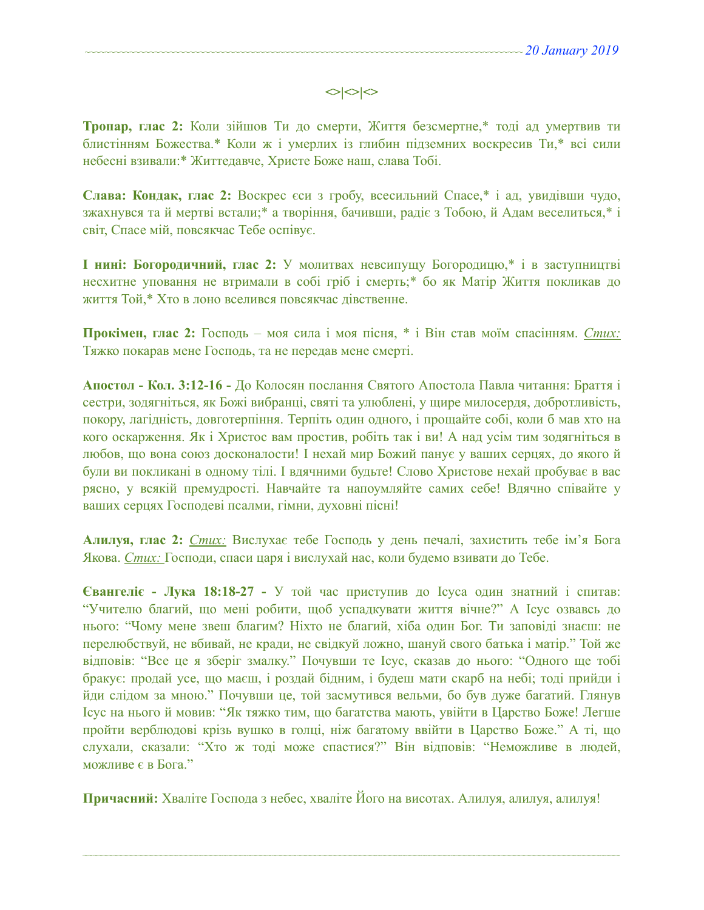<>|<>|<>

**Тропар, глас 2:** Коли зійшов Ти до смерти, Життя безсмертне,* тоді ад умертвив ти блистінням Божества.* Коли ж і умерлих із глибин підземних воскресив Ти,* всі сили небесні взивали:* Життедавче, Христе Боже наш, слава Тобі.

**Слава: Кондак, глас 2:** Воскрес єси з гробу, всесильний Спасе,* і ад, увидівши чудо, зжахнувся та й мертві встали;* а творіння, бачивши, радіє з Тобою, й Адам веселиться,* і світ, Спасе мій, повсякчас Тебе оспівує.

**І нині: Богородичний, глас 2:** У молитвах невсипущу Богородицю,* і в заступництві несхитне уповання не втримали в собі гріб і смерть;* бо як Матір Життя покликав до життя Той,* Хто в лоно вселився повсякчас дівственне.

**Прокімен, глас 2:** Господь – моя сила і моя пісня, * і Він став моїм спасінням. *Стих:* Тяжко покарав мене Господь, та не передав мене смерті.

**Апостол - Кол. 3:12-16 -** До Колосян послання Святого Апостола Павла читання: Браття і сестри, зодягніться, як Божі вибранці, святі та улюблені, у щире милосердя, добротливість, покору, лагідність, довготерпіння. Терпіть один одного, і прощайте собі, коли б мав хто на кого оскарження. Як і Христос вам простив, робіть так і ви! А над усім тим зодягніться в любов, що вона союз досконалости! І нехай мир Божий панує у ваших серцях, до якого й були ви покликані в одному тілі. І вдячними будьте! Слово Христове нехай пробуває в вас рясно, у всякій премудрості. Навчайте та напоумляйте самих себе! Вдячно співайте у ваших серцях Господеві псалми, гімни, духовні пісні!

**Алилуя, глас 2:** *Стих:* Вислухає тебе Господь у день печалі, захистить тебе ім'я Бога Якова. *Стих:* Господи, спаси царя і вислухай нас, коли будемо взивати до Тебе.

**Євангеліє - Лука 18:18-27 -** У той час приступив до Ісуса один знатний і спитав: "Учителю благий, що мені робити, щоб успадкувати життя вічне?" А Ісус озвавсь до нього: "Чому мене звеш благим? Ніхто не благий, хіба один Бог. Ти заповіді знаєш: не перелюбствуй, не вбивай, не кради, не свідкуй ложно, шануй свого батька і матір." Той же відповів: "Все це я зберіг змалку." Почувши те Ісус, сказав до нього: "Одного ще тобі бракує: продай усе, що маєш, і роздай бідним, і будеш мати скарб на небі; тоді прийди і йди слідом за мною." Почувши це, той засмутився вельми, бо був дуже багатий. Глянув Ісус на нього й мовив: "Як тяжко тим, що багатства мають, увійти в Царство Боже! Легше пройти верблюдові крізь вушко в голці, ніж багатому ввійти в Царство Боже." А ті, що слухали, сказали: "Хто ж тоді може спастися?" Він відповів: "Неможливе в людей, можливе є в Бога."

**Причасний:** Хваліте Господа з небес, хваліте Його на висотах. Алилуя, алилуя, алилуя!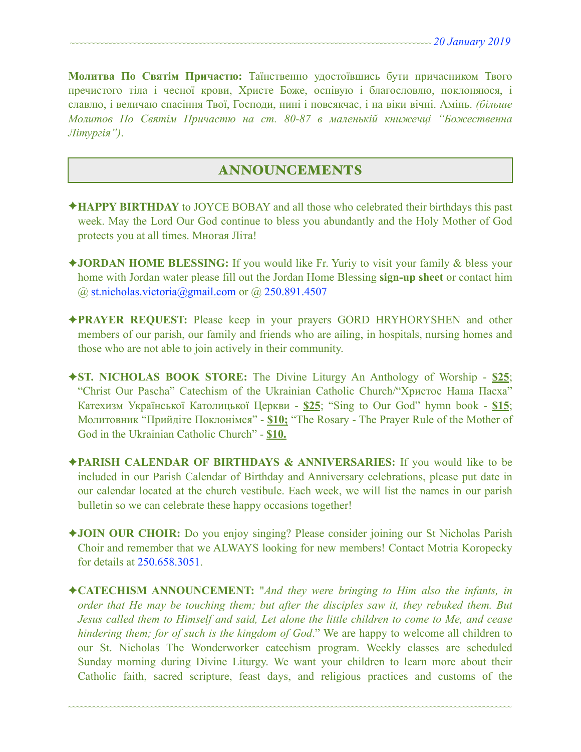**Молитва По Святім Причастю:** Таїнственно удостоївшись бути причасником Твого пречистого тіла і чесної крови, Христе Боже, оспівую і благословлю, поклоняюся, і славлю, і величаю спасіння Твої, Господи, нині і повсякчас, і на віки вічні. Амінь. *(більше Молитов По Святім Причастю на ст. 80-87 в маленькій книжечці "Божественна Літургія")*.

## ANNOUNCEMENTS

✦**HAPPY BIRTHDAY** to JOYCE BOBAY and all those who celebrated their birthdays this past week. May the Lord Our God continue to bless you abundantly and the Holy Mother of God protects you at all times. Многая Літа!

✦**JORDAN HOME BLESSING:** If you would like Fr. Yuriy to visit your family & bless your home with Jordan water please fill out the Jordan Home Blessing **sign-up sheet** or contact him @ st.nicholas.victoria@gmail.com or @ 250.891.4507

✦**PRAYER REQUEST:** Please keep in your prayers GORD HRYHORYSHEN and other members of our parish, our family and friends who are ailing, in hospitals, nursing homes and those who are not able to join actively in their community.

✦**ST. NICHOLAS BOOK STORE:** The Divine Liturgy An Anthology of Worship - **$25**; "Christ Our Pascha" Catechism of the Ukrainian Catholic Church/"Христос Наша Пасха" Катехизм Української Католицької Церкви - **$25**; "Sing to Our God" hymn book - **$15**; Молитовник "Прийдіте Поклонімся" - **$10;** "The Rosary - The Prayer Rule of the Mother of God in the Ukrainian Catholic Church" - **$10.**

✦**PARISH CALENDAR OF BIRTHDAYS & ANNIVERSARIES:** If you would like to be included in our Parish Calendar of Birthday and Anniversary celebrations, please put date in our calendar located at the church vestibule. Each week, we will list the names in our parish bulletin so we can celebrate these happy occasions together!

✦**JOIN OUR CHOIR:** Do you enjoy singing? Please consider joining our St Nicholas Parish Choir and remember that we ALWAYS looking for new members! Contact Motria Koropecky for details at 250.658.3051.

✦**CATECHISM ANNOUNCEMENT:** "*And they were bringing to Him also the infants, in order that He may be touching them; but after the disciples saw it, they rebuked them. But Jesus called them to Himself and said, Let alone the little children to come to Me, and cease hindering them; for of such is the kingdom of God*." We are happy to welcome all children to our St. Nicholas The Wonderworker catechism program. Weekly classes are scheduled Sunday morning during Divine Liturgy. We want your children to learn more about their Catholic faith, sacred scripture, feast days, and religious practices and customs of the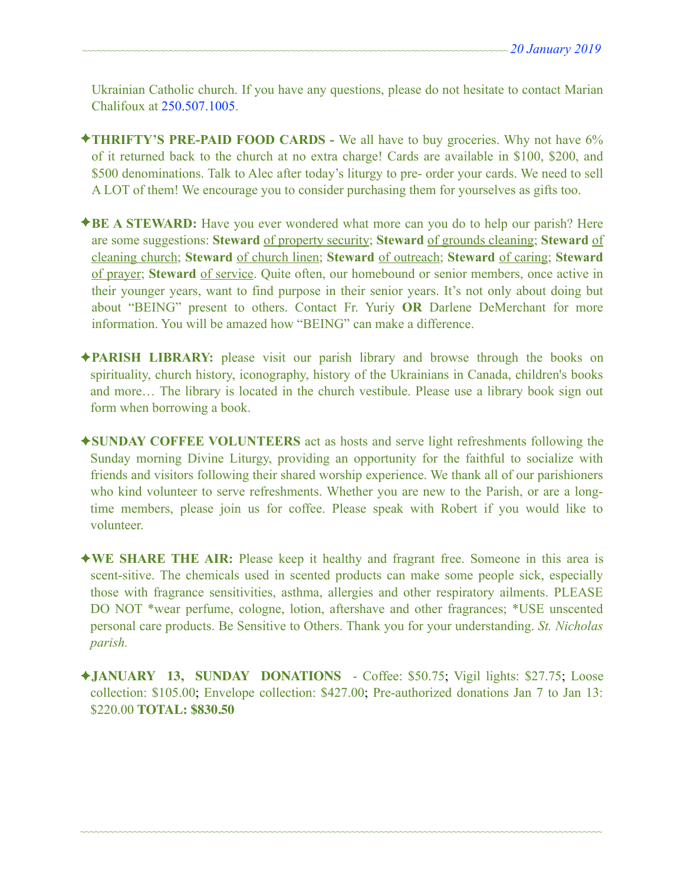Ukrainian Catholic church. If you have any questions, please do not hesitate to contact Marian Chalifoux at 250.507.1005.

✦**THRIFTY'S PRE-PAID FOOD CARDS -** We all have to buy groceries. Why not have 6% of it returned back to the church at no extra charge! Cards are available in $100, $200, and $500 denominations. Talk to Alec after today's liturgy to pre- order your cards. We need to sell A LOT of them! We encourage you to consider purchasing them for yourselves as gifts too.

✦**BE A STEWARD:** Have you ever wondered what more can you do to help our parish? Here are some suggestions: **Steward** of property security; **Steward** of grounds cleaning; **Steward** of cleaning church; **Steward** of church linen; **Steward** of outreach; **Steward** of caring; **Steward** of prayer; **Steward** of service. Quite often, our homebound or senior members, once active in their younger years, want to find purpose in their senior years. It's not only about doing but about "BEING" present to others. Contact Fr. Yuriy **OR** Darlene DeMerchant for more information. You will be amazed how "BEING" can make a difference.

✦**PARISH LIBRARY:** please visit our parish library and browse through the books on spirituality, church history, iconography, history of the Ukrainians in Canada, children's books and more… The library is located in the church vestibule. Please use a library book sign out form when borrowing a book.

✦**SUNDAY COFFEE VOLUNTEERS** act as hosts and serve light refreshments following the Sunday morning Divine Liturgy, providing an opportunity for the faithful to socialize with friends and visitors following their shared worship experience. We thank all of our parishioners who kind volunteer to serve refreshments. Whether you are new to the Parish, or are a long-time members, please join us for coffee. Please speak with Robert if you would like to volunteer.

✦**WE SHARE THE AIR:** Please keep it healthy and fragrant free. Someone in this area is scent-sitive. The chemicals used in scented products can make some people sick, especially those with fragrance sensitivities, asthma, allergies and other respiratory ailments. PLEASE DO NOT *wear perfume, cologne, lotion, aftershave and other fragrances; *USE unscented personal care products. Be Sensitive to Others. Thank you for your understanding. *St. Nicholas parish.*

✦**JANUARY 13, SUNDAY DONATIONS** - Coffee: $50.75; Vigil lights: $27.75; Loose collection: $105.00; Envelope collection: $427.00; Pre-authorized donations Jan 7 to Jan 13: $220.00 **TOTAL: $830.50**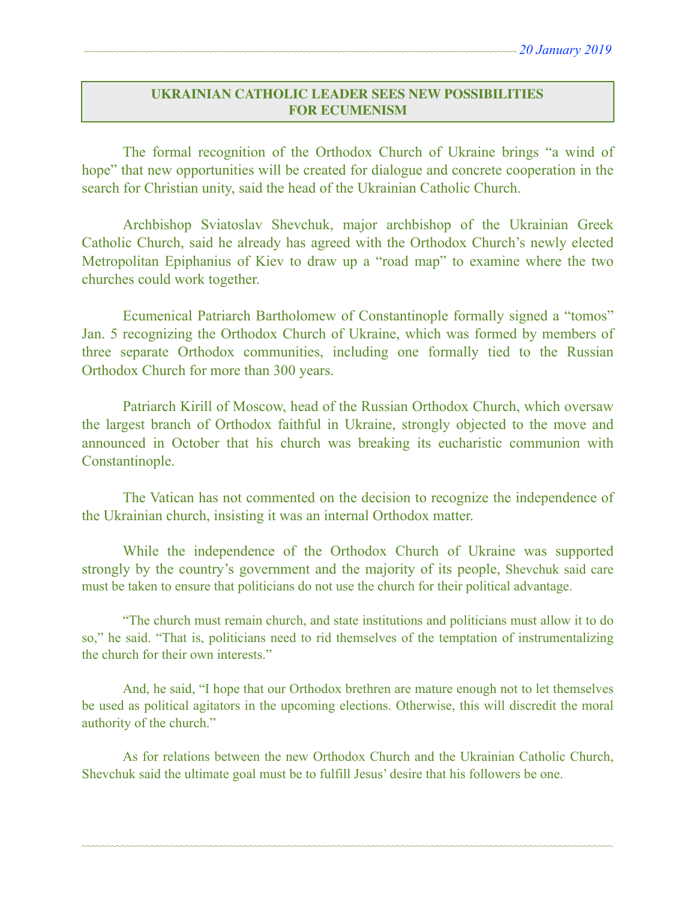# UKRAINIAN CATHOLIC LEADER SEES NEW POSSIBILITIES FOR ECUMENISM

The formal recognition of the Orthodox Church of Ukraine brings "a wind of hope" that new opportunities will be created for dialogue and concrete cooperation in the search for Christian unity, said the head of the Ukrainian Catholic Church.

Archbishop Sviatoslav Shevchuk, major archbishop of the Ukrainian Greek Catholic Church, said he already has agreed with the Orthodox Church's newly elected Metropolitan Epiphanius of Kiev to draw up a "road map" to examine where the two churches could work together.

Ecumenical Patriarch Bartholomew of Constantinople formally signed a "tomos" Jan. 5 recognizing the Orthodox Church of Ukraine, which was formed by members of three separate Orthodox communities, including one formally tied to the Russian Orthodox Church for more than 300 years.

Patriarch Kirill of Moscow, head of the Russian Orthodox Church, which oversaw the largest branch of Orthodox faithful in Ukraine, strongly objected to the move and announced in October that his church was breaking its eucharistic communion with Constantinople.

The Vatican has not commented on the decision to recognize the independence of the Ukrainian church, insisting it was an internal Orthodox matter.

While the independence of the Orthodox Church of Ukraine was supported strongly by the country's government and the majority of its people, Shevchuk said care must be taken to ensure that politicians do not use the church for their political advantage.

"The church must remain church, and state institutions and politicians must allow it to do so," he said. "That is, politicians need to rid themselves of the temptation of instrumentalizing the church for their own interests."

And, he said, "I hope that our Orthodox brethren are mature enough not to let themselves be used as political agitators in the upcoming elections. Otherwise, this will discredit the moral authority of the church."

As for relations between the new Orthodox Church and the Ukrainian Catholic Church, Shevchuk said the ultimate goal must be to fulfill Jesus' desire that his followers be one.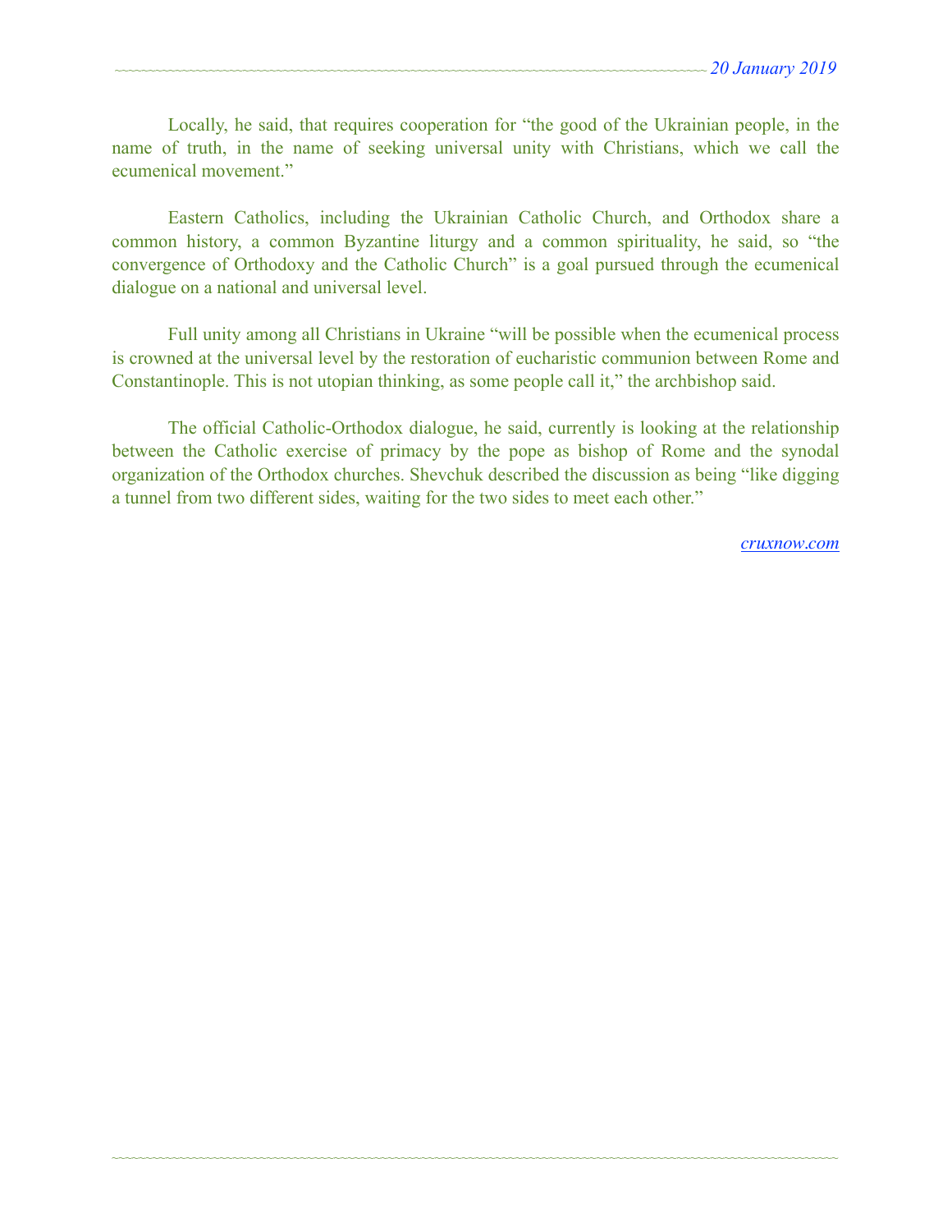Locally, he said, that requires cooperation for "the good of the Ukrainian people, in the name of truth, in the name of seeking universal unity with Christians, which we call the ecumenical movement."

Eastern Catholics, including the Ukrainian Catholic Church, and Orthodox share a common history, a common Byzantine liturgy and a common spirituality, he said, so "the convergence of Orthodoxy and the Catholic Church" is a goal pursued through the ecumenical dialogue on a national and universal level.

Full unity among all Christians in Ukraine "will be possible when the ecumenical process is crowned at the universal level by the restoration of eucharistic communion between Rome and Constantinople. This is not utopian thinking, as some people call it," the archbishop said.

The official Catholic-Orthodox dialogue, he said, currently is looking at the relationship between the Catholic exercise of primacy by the pope as bishop of Rome and the synodal organization of the Orthodox churches. Shevchuk described the discussion as being "like digging a tunnel from two different sides, waiting for the two sides to meet each other."

cruxnow.com